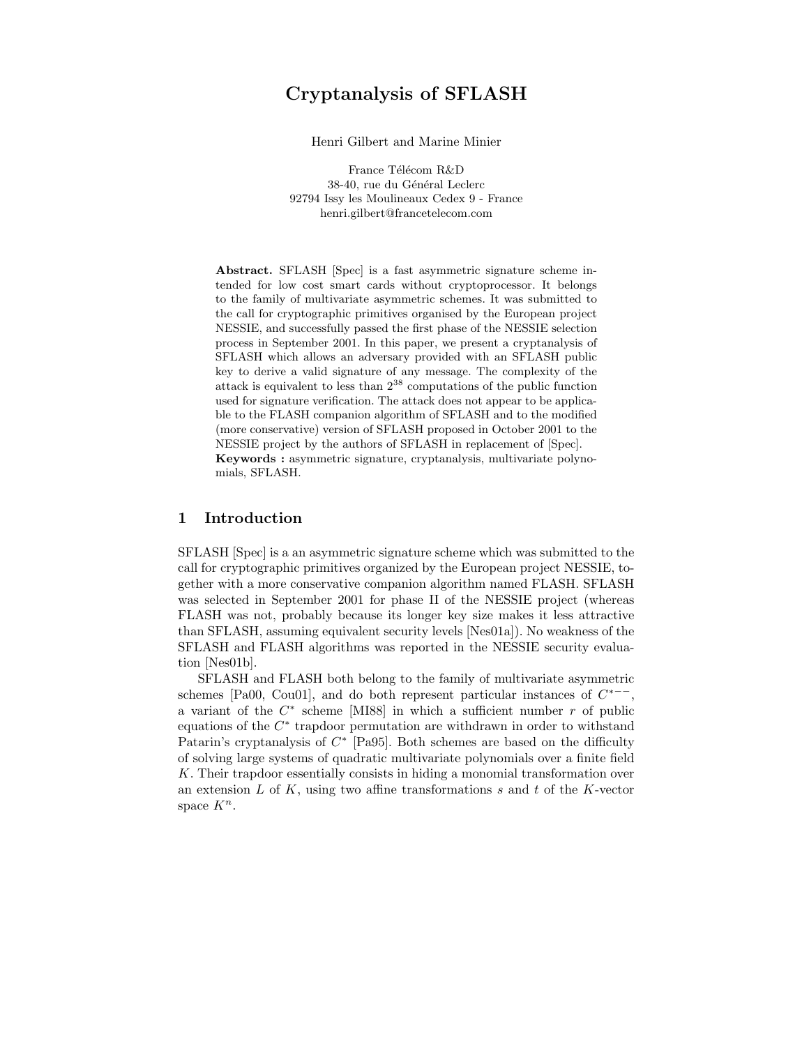# Cryptanalysis of SFLASH

Henri Gilbert and Marine Minier

France Télécom R&D
38-40, rue du Général Leclerc
92794 Issy les Moulineaux Cedex 9 - France
henri.gilbert@francetelecom.com

**Abstract.** SFLASH [Spec] is a fast asymmetric signature scheme intended for low cost smart cards without cryptoprocessor. It belongs to the family of multivariate asymmetric schemes. It was submitted to the call for cryptographic primitives organised by the European project NESSIE, and successfully passed the first phase of the NESSIE selection process in September 2001. In this paper, we present a cryptanalysis of SFLASH which allows an adversary provided with an SFLASH public key to derive a valid signature of any message. The complexity of the attack is equivalent to less than $2^{38}$ computations of the public function used for signature verification. The attack does not appear to be applicable to the FLASH companion algorithm of SFLASH and to the modified (more conservative) version of SFLASH proposed in October 2001 to the NESSIE project by the authors of SFLASH in replacement of [Spec].
**Keywords :** asymmetric signature, cryptanalysis, multivariate polynomials, SFLASH.

## 1 Introduction

SFLASH [Spec] is a an asymmetric signature scheme which was submitted to the call for cryptographic primitives organized by the European project NESSIE, together with a more conservative companion algorithm named FLASH. SFLASH was selected in September 2001 for phase II of the NESSIE project (whereas FLASH was not, probably because its longer key size makes it less attractive than SFLASH, assuming equivalent security levels [Nes01a]). No weakness of the SFLASH and FLASH algorithms was reported in the NESSIE security evaluation [Nes01b].

SFLASH and FLASH both belong to the family of multivariate asymmetric schemes [Pa00, Cou01], and do both represent particular instances of $C^{*--}$, a variant of the $C^*$ scheme [MI88] in which a sufficient number $r$ of public equations of the $C^*$ trapdoor permutation are withdrawn in order to withstand Patarin's cryptanalysis of $C^*$ [Pa95]. Both schemes are based on the difficulty of solving large systems of quadratic multivariate polynomials over a finite field $K$. Their trapdoor essentially consists in hiding a monomial transformation over an extension $L$ of $K$, using two affine transformations $s$ and $t$ of the $K$-vector space $K^n$.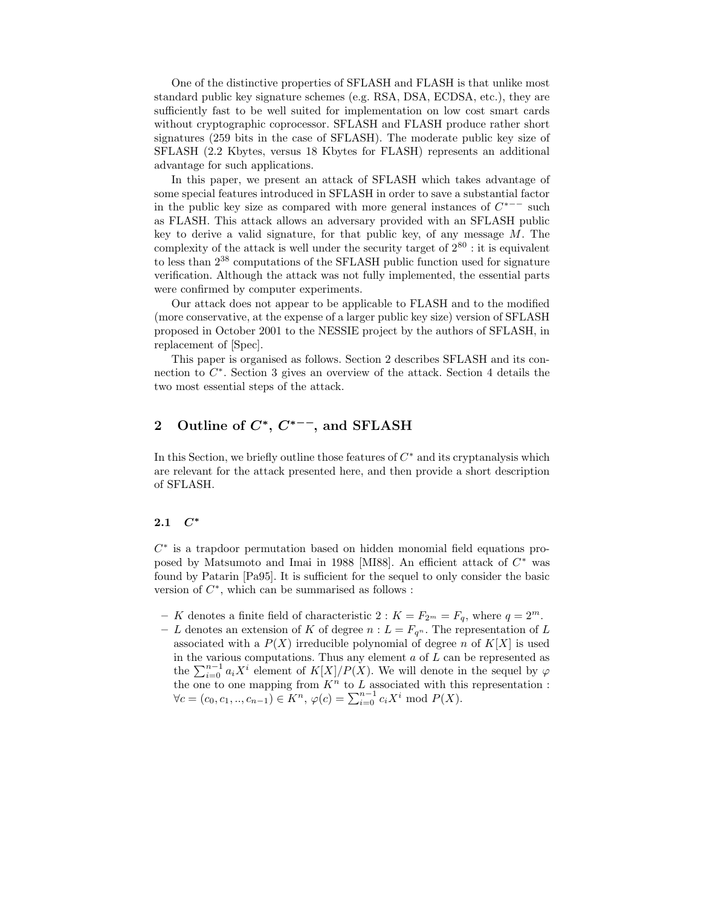One of the distinctive properties of SFLASH and FLASH is that unlike most standard public key signature schemes (e.g. RSA, DSA, ECDSA, etc.), they are sufficiently fast to be well suited for implementation on low cost smart cards without cryptographic coprocessor. SFLASH and FLASH produce rather short signatures (259 bits in the case of SFLASH). The moderate public key size of SFLASH (2.2 Kbytes, versus 18 Kbytes for FLASH) represents an additional advantage for such applications.

In this paper, we present an attack of SFLASH which takes advantage of some special features introduced in SFLASH in order to save a substantial factor in the public key size as compared with more general instances of $C^{*--}$ such as FLASH. This attack allows an adversary provided with an SFLASH public key to derive a valid signature, for that public key, of any message $M$. The complexity of the attack is well under the security target of $2^{80}$ : it is equivalent to less than $2^{38}$ computations of the SFLASH public function used for signature verification. Although the attack was not fully implemented, the essential parts were confirmed by computer experiments.

Our attack does not appear to be applicable to FLASH and to the modified (more conservative, at the expense of a larger public key size) version of SFLASH proposed in October 2001 to the NESSIE project by the authors of SFLASH, in replacement of [Spec].

This paper is organised as follows. Section 2 describes SFLASH and its connection to $C^*$. Section 3 gives an overview of the attack. Section 4 details the two most essential steps of the attack.

## 2 Outline of $C^*$, $C^{*--}$, and SFLASH

In this Section, we briefly outline those features of $C^*$ and its cryptanalysis which are relevant for the attack presented here, and then provide a short description of SFLASH.

### 2.1 $C^*$

$C^*$ is a trapdoor permutation based on hidden monomial field equations proposed by Matsumoto and Imai in 1988 [MI88]. An efficient attack of $C^*$ was found by Patarin [Pa95]. It is sufficient for the sequel to only consider the basic version of $C^*$, which can be summarised as follows :

- $K$ denotes a finite field of characteristic 2 : $K = F_{2^m} = F_q$, where $q = 2^m$.
- $L$ denotes an extension of $K$ of degree $n$ : $L = F_{q^n}$. The representation of $L$ associated with a $P(X)$ irreducible polynomial of degree $n$ of $K[X]$ is used in the various computations. Thus any element $a$ of $L$ can be represented as the $\sum_{i=0}^{n-1} a_i X^i$ element of $K[X]/P(X)$. We will denote in the sequel by $\varphi$ the one to one mapping from $K^n$ to $L$ associated with this representation : $\forall c = (c_0, c_1, .., c_{n-1}) \in K^n$, $\varphi(c) = \sum_{i=0}^{n-1} c_i X^i \bmod P(X)$.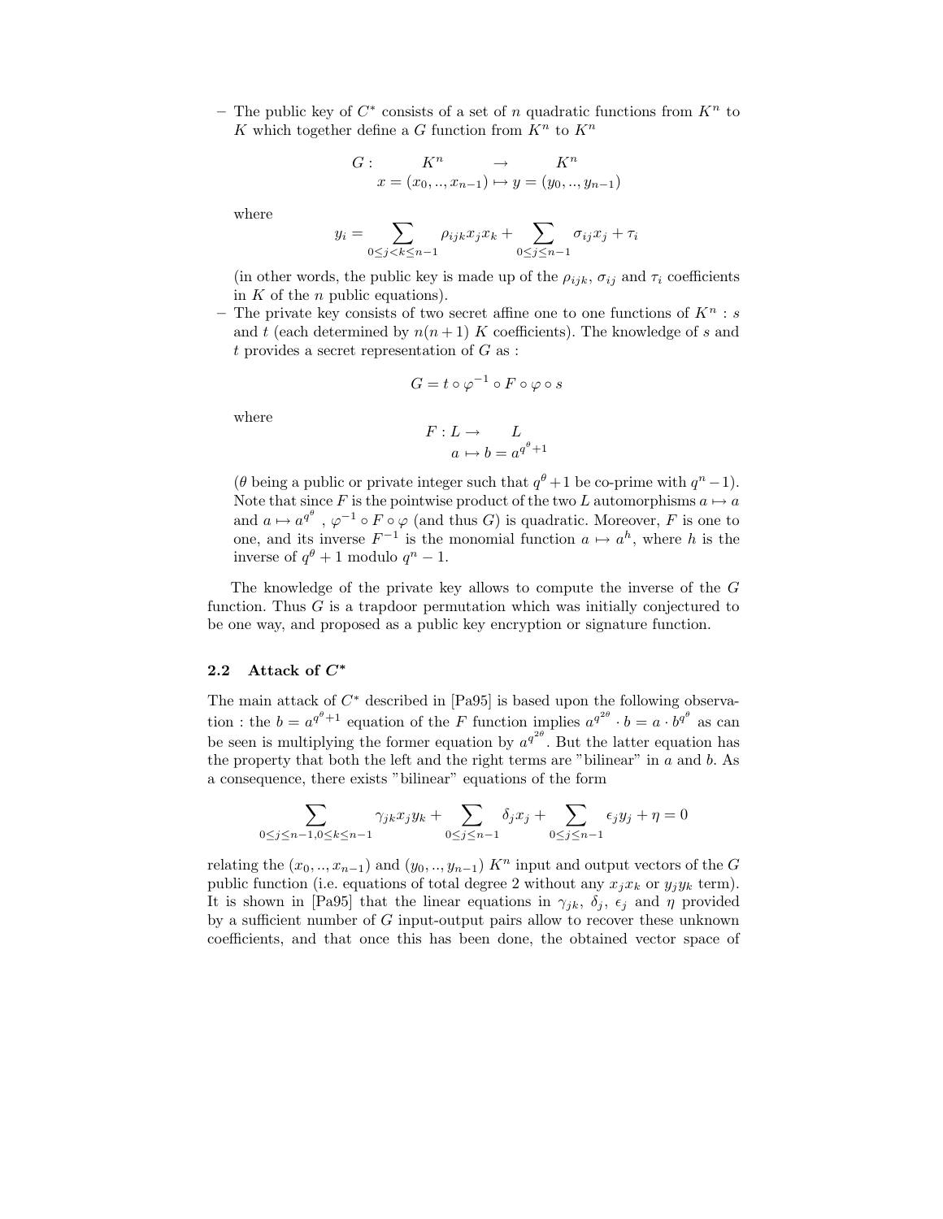- The public key of $C^*$ consists of a set of $n$ quadratic functions from $K^n$ to $K$ which together define a $G$ function from $K^n$ to $K^n$

$$
\begin{array}{rccc}
G: & K^n & \rightarrow & K^n \\
 & x = (x_0, .., x_{n-1}) & \mapsto & y = (y_0, .., y_{n-1})
\end{array}
$$

  where

$$
y_i = \sum_{0 \leq j < k \leq n-1} \rho_{ijk} x_j x_k + \sum_{0 \leq j \leq n-1} \sigma_{ij} x_j + \tau_i
$$

  (in other words, the public key is made up of the $\rho_{ijk}$, $\sigma_{ij}$ and $\tau_i$ coefficients in $K$ of the $n$ public equations).

- The private key consists of two secret affine one to one functions of $K^n$ : $s$ and $t$ (each determined by $n(n+1)$ $K$ coefficients). The knowledge of $s$ and $t$ provides a secret representation of $G$ as :

$$
G = t \circ \varphi^{-1} \circ F \circ \varphi \circ s
$$

  where

$$
\begin{array}{rcl}
F : L & \rightarrow & L \\
a & \mapsto & b = a^{q^\theta + 1}
\end{array}
$$

  ($\theta$ being a public or private integer such that $q^\theta + 1$ be co-prime with $q^n - 1$). Note that since $F$ is the pointwise product of the two $L$ automorphisms $a \mapsto a$ and $a \mapsto a^{q^\theta}$ , $\varphi^{-1} \circ F \circ \varphi$ (and thus $G$) is quadratic. Moreover, $F$ is one to one, and its inverse $F^{-1}$ is the monomial function $a \mapsto a^h$, where $h$ is the inverse of $q^\theta + 1$ modulo $q^n - 1$.

The knowledge of the private key allows to compute the inverse of the $G$ function. Thus $G$ is a trapdoor permutation which was initially conjectured to be one way, and proposed as a public key encryption or signature function.

### 2.2 Attack of $C^*$

The main attack of $C^*$ described in [Pa95] is based upon the following observation : the $b = a^{q^\theta + 1}$ equation of the $F$ function implies $a^{q^{2\theta}} \cdot b = a \cdot b^{q^\theta}$ as can be seen is multiplying the former equation by $a^{q^{2\theta}}$. But the latter equation has the property that both the left and the right terms are "bilinear" in $a$ and $b$. As a consequence, there exists "bilinear" equations of the form

$$
\sum_{0 \leq j \leq n-1, 0 \leq k \leq n-1} \gamma_{jk} x_j y_k + \sum_{0 \leq j \leq n-1} \delta_j x_j + \sum_{0 \leq j \leq n-1} \epsilon_j y_j + \eta = 0
$$

relating the $(x_0, .., x_{n-1})$ and $(y_0, .., y_{n-1})$ $K^n$ input and output vectors of the $G$ public function (i.e. equations of total degree 2 without any $x_j x_k$ or $y_j y_k$ term). It is shown in [Pa95] that the linear equations in $\gamma_{jk}$, $\delta_j$, $\epsilon_j$ and $\eta$ provided by a sufficient number of $G$ input-output pairs allow to recover these unknown coefficients, and that once this has been done, the obtained vector space of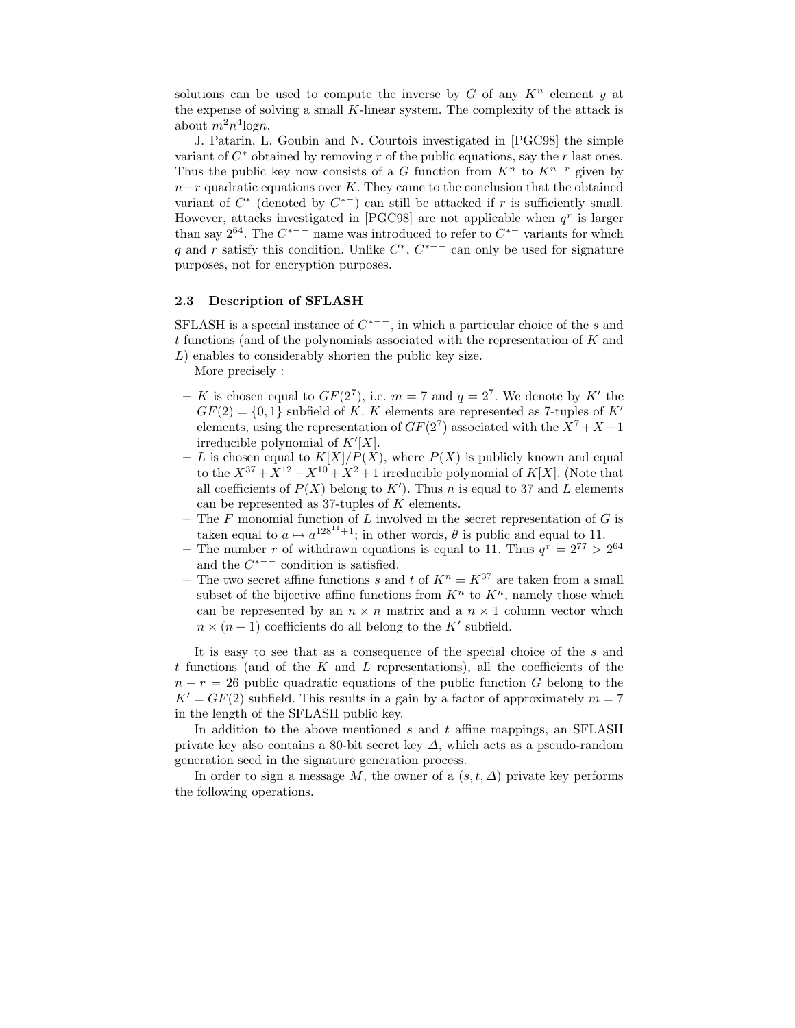solutions can be used to compute the inverse by $G$ of any $K^n$ element $y$ at the expense of solving a small $K$-linear system. The complexity of the attack is about $m^2 n^4 \log n$.

J. Patarin, L. Goubin and N. Courtois investigated in [PGC98] the simple variant of $C^*$ obtained by removing $r$ of the public equations, say the $r$ last ones. Thus the public key now consists of a $G$ function from $K^n$ to $K^{n-r}$ given by $n-r$ quadratic equations over $K$. They came to the conclusion that the obtained variant of $C^*$ (denoted by $C^{*-}$) can still be attacked if $r$ is sufficiently small. However, attacks investigated in [PGC98] are not applicable when $q^r$ is larger than say $2^{64}$. The $C^{*--}$ name was introduced to refer to $C^{*-}$ variants for which $q$ and $r$ satisfy this condition. Unlike $C^*$, $C^{*--}$ can only be used for signature purposes, not for encryption purposes.

### 2.3 Description of SFLASH

SFLASH is a special instance of $C^{*--}$, in which a particular choice of the $s$ and $t$ functions (and of the polynomials associated with the representation of $K$ and $L$) enables to considerably shorten the public key size.

More precisely :

- $K$ is chosen equal to $GF(2^7)$, i.e. $m = 7$ and $q = 2^7$. We denote by $K'$ the $GF(2) = \{0, 1\}$ subfield of $K$. $K$ elements are represented as 7-tuples of $K'$ elements, using the representation of $GF(2^7)$ associated with the $X^7 + X + 1$ irreducible polynomial of $K'[X]$.
- $L$ is chosen equal to $K[X]/P(X)$, where $P(X)$ is publicly known and equal to the $X^{37} + X^{12} + X^{10} + X^2 + 1$ irreducible polynomial of $K[X]$. (Note that all coefficients of $P(X)$ belong to $K'$). Thus $n$ is equal to 37 and $L$ elements can be represented as 37-tuples of $K$ elements.
- The $F$ monomial function of $L$ involved in the secret representation of $G$ is taken equal to $a \mapsto a^{128^{11}+1}$; in other words, $\theta$ is public and equal to 11.
- The number $r$ of withdrawn equations is equal to 11. Thus $q^r = 2^{77} > 2^{64}$ and the $C^{*--}$ condition is satisfied.
- The two secret affine functions $s$ and $t$ of $K^n = K^{37}$ are taken from a small subset of the bijective affine functions from $K^n$ to $K^n$, namely those which can be represented by an $n \times n$ matrix and a $n \times 1$ column vector which $n \times (n+1)$ coefficients do all belong to the $K'$ subfield.

It is easy to see that as a consequence of the special choice of the $s$ and $t$ functions (and of the $K$ and $L$ representations), all the coefficients of the $n - r = 26$ public quadratic equations of the public function $G$ belong to the $K' = GF(2)$ subfield. This results in a gain by a factor of approximately $m = 7$ in the length of the SFLASH public key.

In addition to the above mentioned $s$ and $t$ affine mappings, an SFLASH private key also contains a 80-bit secret key $\Delta$, which acts as a pseudo-random generation seed in the signature generation process.

In order to sign a message $M$, the owner of a $(s, t, \Delta)$ private key performs the following operations.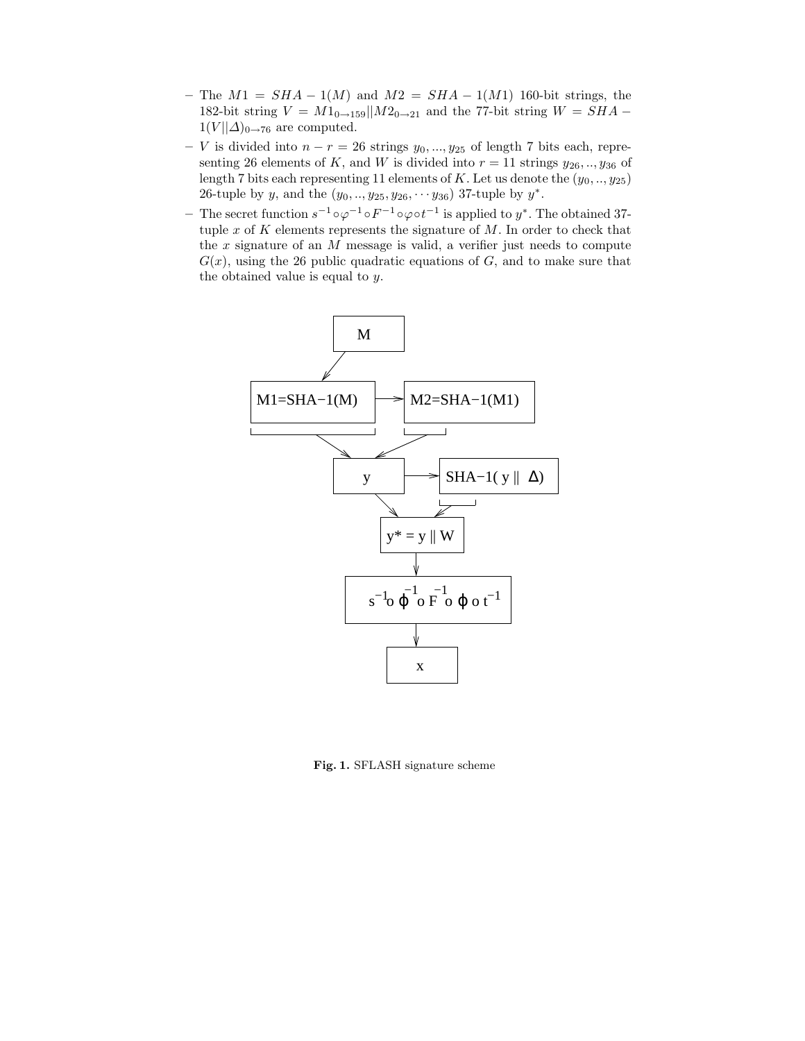- The $M1 = SHA-1(M)$ and $M2 = SHA-1(M1)$ 160-bit strings, the 182-bit string $V = M1_{0\rightarrow 159}||M2_{0\rightarrow 21}$ and the 77-bit string $W = SHA-1(V||\Delta)_{0\rightarrow 76}$ are computed.
- $V$ is divided into $n - r = 26$ strings $y_0, ..., y_{25}$ of length 7 bits each, representing 26 elements of $K$, and $W$ is divided into $r = 11$ strings $y_{26}, .., y_{36}$ of length 7 bits each representing 11 elements of $K$. Let us denote the $(y_0, .., y_{25})$ 26-tuple by $y$, and the $(y_0, .., y_{25}, y_{26}, \cdots y_{36})$ 37-tuple by $y^*$.
- The secret function $s^{-1} \circ \varphi^{-1} \circ F^{-1} \circ \varphi \circ t^{-1}$ is applied to $y^*$. The obtained 37-tuple $x$ of $K$ elements represents the signature of $M$. In order to check that the $x$ signature of an $M$ message is valid, a verifier just needs to compute $G(x)$, using the 26 public quadratic equations of $G$, and to make sure that the obtained value is equal to $y$.

**Fig. 1.** SFLASH signature scheme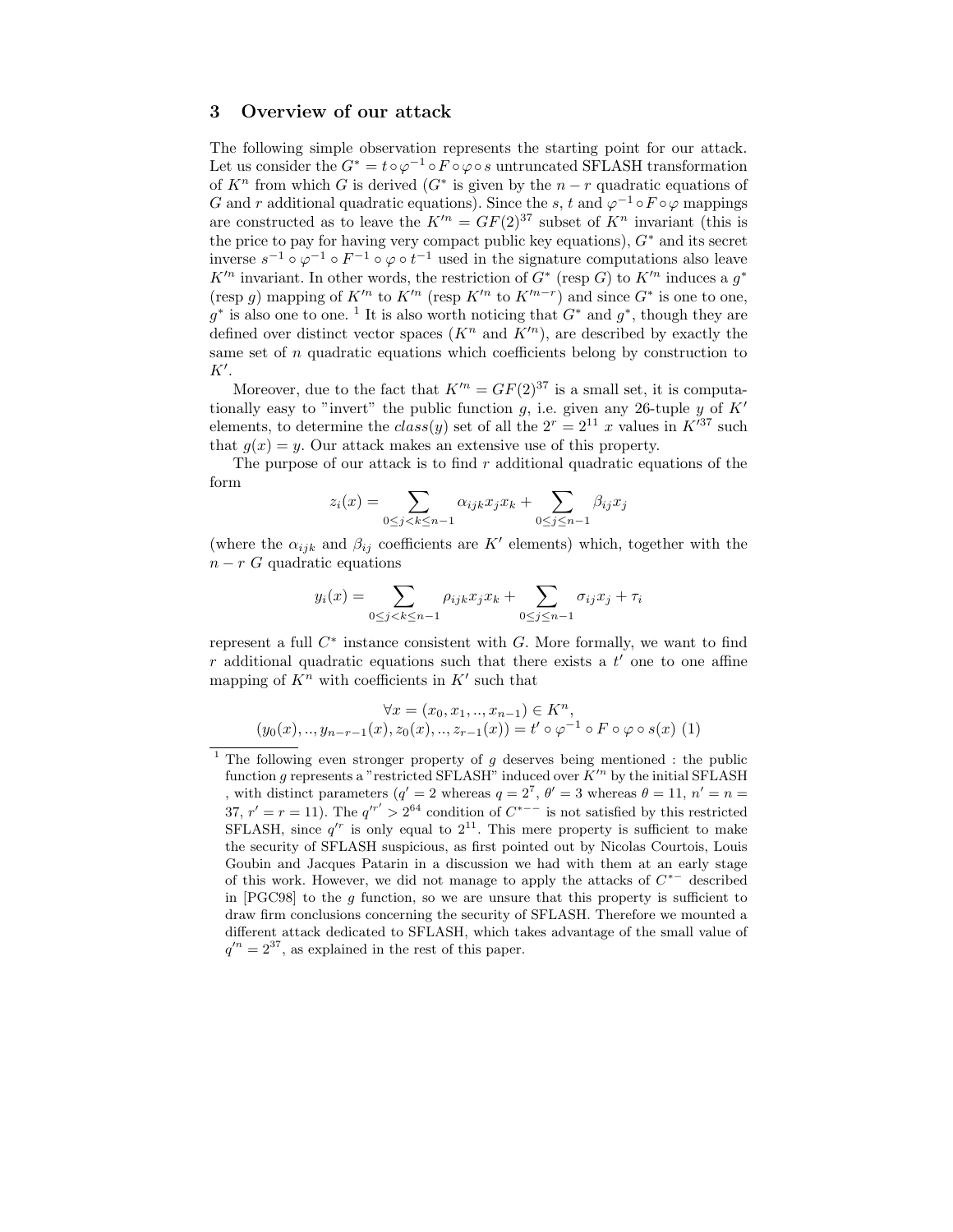## 3 Overview of our attack

The following simple observation represents the starting point for our attack. Let us consider the $G^* = t \circ \varphi^{-1} \circ F \circ \varphi \circ s$ untruncated SFLASH transformation of $K^n$ from which $G$ is derived ($G^*$ is given by the $n-r$ quadratic equations of $G$ and $r$ additional quadratic equations). Since the $s$, $t$ and $\varphi^{-1} \circ F \circ \varphi$ mappings are constructed as to leave the $K'^n = GF(2)^{37}$ subset of $K^n$ invariant (this is the price to pay for having very compact public key equations), $G^*$ and its secret inverse $s^{-1} \circ \varphi^{-1} \circ F^{-1} \circ \varphi \circ t^{-1}$ used in the signature computations also leave $K'^n$ invariant. In other words, the restriction of $G^*$ (resp $G$) to $K'^n$ induces a $g^*$ (resp $g$) mapping of $K'^n$ to $K'^n$ (resp $K'^n$ to $K'^{n-r}$) and since $G^*$ is one to one, $g^*$ is also one to one. [1] It is also worth noticing that $G^*$ and $g^*$, though they are defined over distinct vector spaces ($K^n$ and $K'^n$), are described by exactly the same set of $n$ quadratic equations which coefficients belong by construction to $K'$.

Moreover, due to the fact that $K'^n = GF(2)^{37}$ is a small set, it is computationally easy to "invert" the public function $g$, i.e. given any 26-tuple $y$ of $K'$ elements, to determine the $class(y)$ set of all the $2^r = 2^{11}$ $x$ values in $K'^{37}$ such that $g(x) = y$. Our attack makes an extensive use of this property.

The purpose of our attack is to find $r$ additional quadratic equations of the form

$$z_i(x) = \sum_{0 \le j < k \le n-1} \alpha_{ijk} x_j x_k + \sum_{0 \le j \le n-1} \beta_{ij} x_j$$

(where the $\alpha_{ijk}$ and $\beta_{ij}$ coefficients are $K'$ elements) which, together with the $n-r$ $G$ quadratic equations

$$y_i(x) = \sum_{0 \le j < k \le n-1} \rho_{ijk} x_j x_k + \sum_{0 \le j \le n-1} \sigma_{ij} x_j + \tau_i$$

represent a full $C^*$ instance consistent with $G$. More formally, we want to find $r$ additional quadratic equations such that there exists a $t'$ one to one affine mapping of $K^n$ with coefficients in $K'$ such that

$$\forall x = (x_0, x_1, .., x_{n-1}) \in K^n,$$
$$(y_0(x), .., y_{n-r-1}(x), z_0(x), .., z_{r-1}(x)) = t' \circ \varphi^{-1} \circ F \circ \varphi \circ s(x) \quad (1)$$

[1] The following even stronger property of $g$ deserves being mentioned : the public function $g$ represents a "restricted SFLASH" induced over $K'^n$ by the initial SFLASH , with distinct parameters ($q' = 2$ whereas $q = 2^7$, $\theta' = 3$ whereas $\theta = 11$, $n' = n = 37$, $r' = r = 11$). The $q'^{r'} > 2^{64}$ condition of $C^{*--}$ is not satisfied by this restricted SFLASH, since $q'^r$ is only equal to $2^{11}$. This mere property is sufficient to make the security of SFLASH suspicious, as first pointed out by Nicolas Courtois, Louis Goubin and Jacques Patarin in a discussion we had with them at an early stage of this work. However, we did not manage to apply the attacks of $C^{*-}$ described in [PGC98] to the $g$ function, so we are unsure that this property is sufficient to draw firm conclusions concerning the security of SFLASH. Therefore we mounted a different attack dedicated to SFLASH, which takes advantage of the small value of $q'^n = 2^{37}$, as explained in the rest of this paper.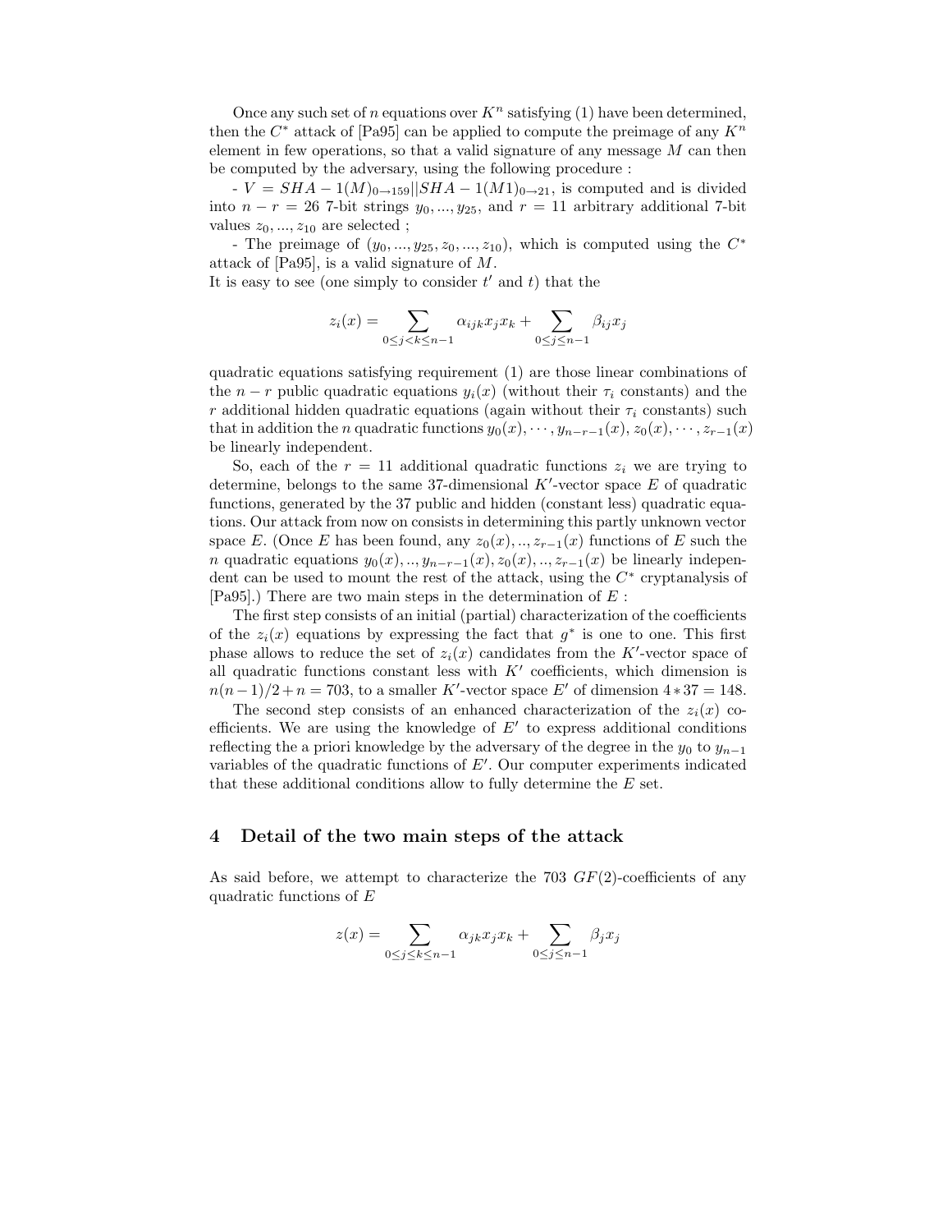Once any such set of $n$ equations over $K^n$ satisfying (1) have been determined, then the $C^*$ attack of [Pa95] can be applied to compute the preimage of any $K^n$ element in few operations, so that a valid signature of any message $M$ can then be computed by the adversary, using the following procedure :

- $V = SHA-1(M)_{0\to 159}||SHA-1(M1)_{0\to 21}$, is computed and is divided into $n - r = 26$ 7-bit strings $y_0, ..., y_{25}$, and $r = 11$ arbitrary additional 7-bit values $z_0, ..., z_{10}$ are selected ;

- The preimage of $(y_0, ..., y_{25}, z_0, ..., z_{10})$, which is computed using the $C^*$ attack of [Pa95], is a valid signature of $M$.

It is easy to see (one simply to consider $t'$ and $t$) that the

$$z_i(x) = \sum_{0\leq j<k\leq n-1} \alpha_{ijk} x_j x_k + \sum_{0\leq j\leq n-1} \beta_{ij} x_j$$

quadratic equations satisfying requirement (1) are those linear combinations of the $n - r$ public quadratic equations $y_i(x)$ (without their $\tau_i$ constants) and the $r$ additional hidden quadratic equations (again without their $\tau_i$ constants) such that in addition the $n$ quadratic functions $y_0(x), \cdots, y_{n-r-1}(x), z_0(x), \cdots, z_{r-1}(x)$ be linearly independent.

So, each of the $r = 11$ additional quadratic functions $z_i$ we are trying to determine, belongs to the same 37-dimensional $K'$-vector space $E$ of quadratic functions, generated by the 37 public and hidden (constant less) quadratic equations. Our attack from now on consists in determining this partly unknown vector space $E$. (Once $E$ has been found, any $z_0(x), .., z_{r-1}(x)$ functions of $E$ such the $n$ quadratic equations $y_0(x), .., y_{n-r-1}(x), z_0(x), .., z_{r-1}(x)$ be linearly independent can be used to mount the rest of the attack, using the $C^*$ cryptanalysis of [Pa95].) There are two main steps in the determination of $E$ :

The first step consists of an initial (partial) characterization of the coefficients of the $z_i(x)$ equations by expressing the fact that $g^*$ is one to one. This first phase allows to reduce the set of $z_i(x)$ candidates from the $K'$-vector space of all quadratic functions constant less with $K'$ coefficients, which dimension is $n(n-1)/2 + n = 703$, to a smaller $K'$-vector space $E'$ of dimension $4 * 37 = 148$.

The second step consists of an enhanced characterization of the $z_i(x)$ coefficients. We are using the knowledge of $E'$ to express additional conditions reflecting the a priori knowledge by the adversary of the degree in the $y_0$ to $y_{n-1}$ variables of the quadratic functions of $E'$. Our computer experiments indicated that these additional conditions allow to fully determine the $E$ set.

## 4 Detail of the two main steps of the attack

As said before, we attempt to characterize the 703 $GF(2)$-coefficients of any quadratic functions of $E$

$$z(x) = \sum_{0\leq j\leq k\leq n-1} \alpha_{jk} x_j x_k + \sum_{0\leq j\leq n-1} \beta_j x_j$$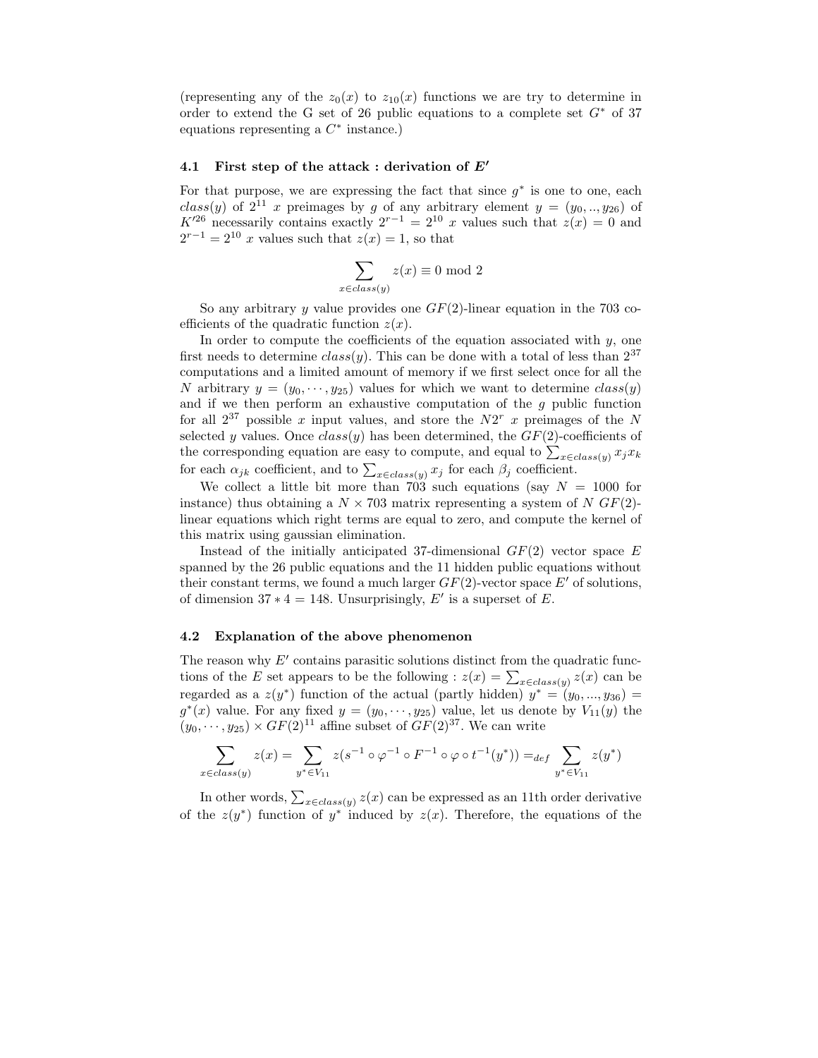(representing any of the $z_0(x)$ to $z_{10}(x)$ functions we are try to determine in order to extend the G set of 26 public equations to a complete set $G^*$ of 37 equations representing a $C^*$ instance.)

### 4.1 First step of the attack : derivation of $E'$

For that purpose, we are expressing the fact that since $g^*$ is one to one, each $class(y)$ of $2^{11}$ $x$ preimages by $g$ of any arbitrary element $y = (y_0, .., y_{26})$ of $K'^{26}$ necessarily contains exactly $2^{r-1} = 2^{10}$ $x$ values such that $z(x) = 0$ and $2^{r-1} = 2^{10}$ $x$ values such that $z(x) = 1$, so that

$$\sum_{x \in class(y)} z(x) \equiv 0 \bmod 2$$

So any arbitrary $y$ value provides one $GF(2)$-linear equation in the 703 coefficients of the quadratic function $z(x)$.

In order to compute the coefficients of the equation associated with $y$, one first needs to determine $class(y)$. This can be done with a total of less than $2^{37}$ computations and a limited amount of memory if we first select once for all the $N$ arbitrary $y = (y_0, \cdots, y_{25})$ values for which we want to determine $class(y)$ and if we then perform an exhaustive computation of the $g$ public function for all $2^{37}$ possible $x$ input values, and store the $N2^r$ $x$ preimages of the $N$ selected $y$ values. Once $class(y)$ has been determined, the $GF(2)$-coefficients of the corresponding equation are easy to compute, and equal to $\sum_{x \in class(y)} x_j x_k$ for each $\alpha_{jk}$ coefficient, and to $\sum_{x \in class(y)} x_j$ for each $\beta_j$ coefficient.

We collect a little bit more than 703 such equations (say $N = 1000$ for instance) thus obtaining a $N \times 703$ matrix representing a system of $N$ $GF(2)$-linear equations which right terms are equal to zero, and compute the kernel of this matrix using gaussian elimination.

Instead of the initially anticipated 37-dimensional $GF(2)$ vector space $E$ spanned by the 26 public equations and the 11 hidden public equations without their constant terms, we found a much larger $GF(2)$-vector space $E'$ of solutions, of dimension $37 * 4 = 148$. Unsurprisingly, $E'$ is a superset of $E$.

### 4.2 Explanation of the above phenomenon

The reason why $E'$ contains parasitic solutions distinct from the quadratic functions of the $E$ set appears to be the following : $z(x) = \sum_{x \in class(y)} z(x)$ can be regarded as a $z(y^*)$ function of the actual (partly hidden) $y^* = (y_0, ..., y_{36}) = g^*(x)$ value. For any fixed $y = (y_0, \cdots, y_{25})$ value, let us denote by $V_{11}(y)$ the $(y_0, \cdots, y_{25}) \times GF(2)^{11}$ affine subset of $GF(2)^{37}$. We can write

$$\sum_{x \in class(y)} z(x) = \sum_{y^* \in V_{11}} z(s^{-1} \circ \varphi^{-1} \circ F^{-1} \circ \varphi \circ t^{-1}(y^*)) =_{def} \sum_{y^* \in V_{11}} z(y^*)$$

In other words, $\sum_{x \in class(y)} z(x)$ can be expressed as an 11th order derivative of the $z(y^*)$ function of $y^*$ induced by $z(x)$. Therefore, the equations of the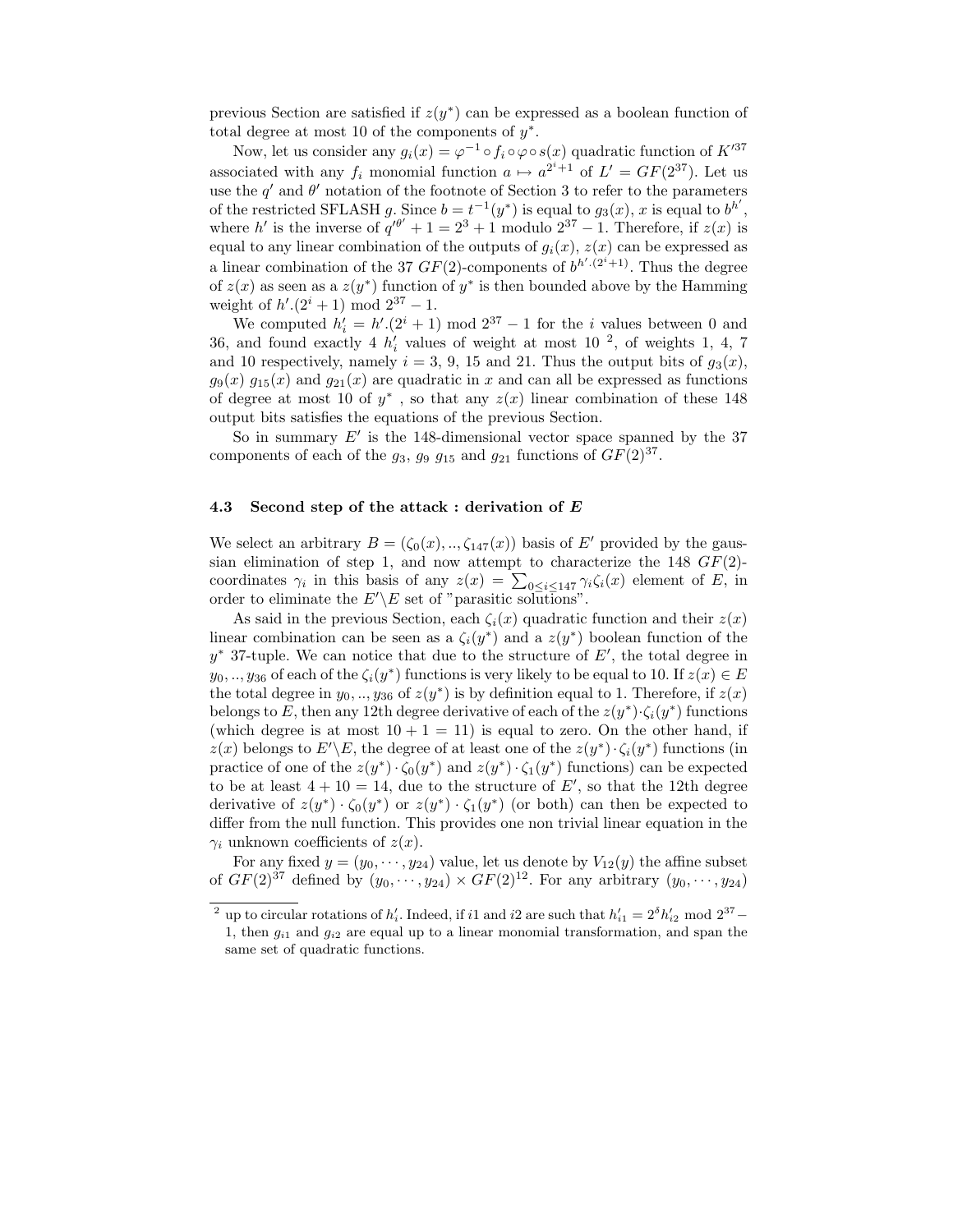previous Section are satisfied if $z(y^*)$ can be expressed as a boolean function of total degree at most 10 of the components of $y^*$.

Now, let us consider any $g_i(x) = \varphi^{-1} \circ f_i \circ \varphi \circ s(x)$ quadratic function of $K'^{37}$ associated with any $f_i$ monomial function $a \mapsto a^{2^i+1}$ of $L' = GF(2^{37})$. Let us use the $q'$ and $\theta'$ notation of the footnote of Section 3 to refer to the parameters of the restricted SFLASH $g$. Since $b = t^{-1}(y^*)$ is equal to $g_3(x)$, $x$ is equal to $b^{h'}$, where $h'$ is the inverse of $q'^{\theta'} + 1 = 2^3 + 1$ modulo $2^{37} - 1$. Therefore, if $z(x)$ is equal to any linear combination of the outputs of $g_i(x)$, $z(x)$ can be expressed as a linear combination of the 37 $GF(2)$-components of $b^{h'.(2^i+1)}$. Thus the degree of $z(x)$ as seen as a $z(y^*)$ function of $y^*$ is then bounded above by the Hamming weight of $h'.(2^i + 1) \bmod 2^{37} - 1$.

We computed $h'_i = h'.(2^i + 1) \bmod 2^{37} - 1$ for the $i$ values between 0 and 36, and found exactly 4 $h'_i$ values of weight at most 10 [2], of weights 1, 4, 7 and 10 respectively, namely $i = 3$, 9, 15 and 21. Thus the output bits of $g_3(x)$, $g_9(x)$ $g_{15}(x)$ and $g_{21}(x)$ are quadratic in $x$ and can all be expressed as functions of degree at most 10 of $y^*$ , so that any $z(x)$ linear combination of these 148 output bits satisfies the equations of the previous Section.

So in summary $E'$ is the 148-dimensional vector space spanned by the 37 components of each of the $g_3$, $g_9$ $g_{15}$ and $g_{21}$ functions of $GF(2)^{37}$.

### 4.3 Second step of the attack : derivation of *E*

We select an arbitrary $B = (\zeta_0(x), .., \zeta_{147}(x))$ basis of $E'$ provided by the gaussian elimination of step 1, and now attempt to characterize the 148 $GF(2)$-coordinates $\gamma_i$ in this basis of any $z(x) = \sum_{0 \leq i \leq 147} \gamma_i \zeta_i(x)$ element of $E$, in order to eliminate the $E' \backslash E$ set of "parasitic solutions".

As said in the previous Section, each $\zeta_i(x)$ quadratic function and their $z(x)$ linear combination can be seen as a $\zeta_i(y^*)$ and a $z(y^*)$ boolean function of the $y^*$ 37-tuple. We can notice that due to the structure of $E'$, the total degree in $y_0, .., y_{36}$ of each of the $\zeta_i(y^*)$ functions is very likely to be equal to 10. If $z(x) \in E$ the total degree in $y_0, .., y_{36}$ of $z(y^*)$ is by definition equal to 1. Therefore, if $z(x)$ belongs to $E$, then any 12th degree derivative of each of the $z(y^*) \cdot \zeta_i(y^*)$ functions (which degree is at most $10 + 1 = 11$) is equal to zero. On the other hand, if $z(x)$ belongs to $E' \backslash E$, the degree of at least one of the $z(y^*) \cdot \zeta_i(y^*)$ functions (in practice of one of the $z(y^*) \cdot \zeta_0(y^*)$ and $z(y^*) \cdot \zeta_1(y^*)$ functions) can be expected to be at least $4 + 10 = 14$, due to the structure of $E'$, so that the 12th degree derivative of $z(y^*) \cdot \zeta_0(y^*)$ or $z(y^*) \cdot \zeta_1(y^*)$ (or both) can then be expected to differ from the null function. This provides one non trivial linear equation in the $\gamma_i$ unknown coefficients of $z(x)$.

For any fixed $y = (y_0, \cdots, y_{24})$ value, let us denote by $V_{12}(y)$ the affine subset of $GF(2)^{37}$ defined by $(y_0, \cdots, y_{24}) \times GF(2)^{12}$. For any arbitrary $(y_0, \cdots, y_{24})$

---

[2] up to circular rotations of $h'_i$. Indeed, if $i1$ and $i2$ are such that $h'_{i1} = 2^{\delta} h'_{i2} \bmod 2^{37} - 1$, then $g_{i1}$ and $g_{i2}$ are equal up to a linear monomial transformation, and span the same set of quadratic functions.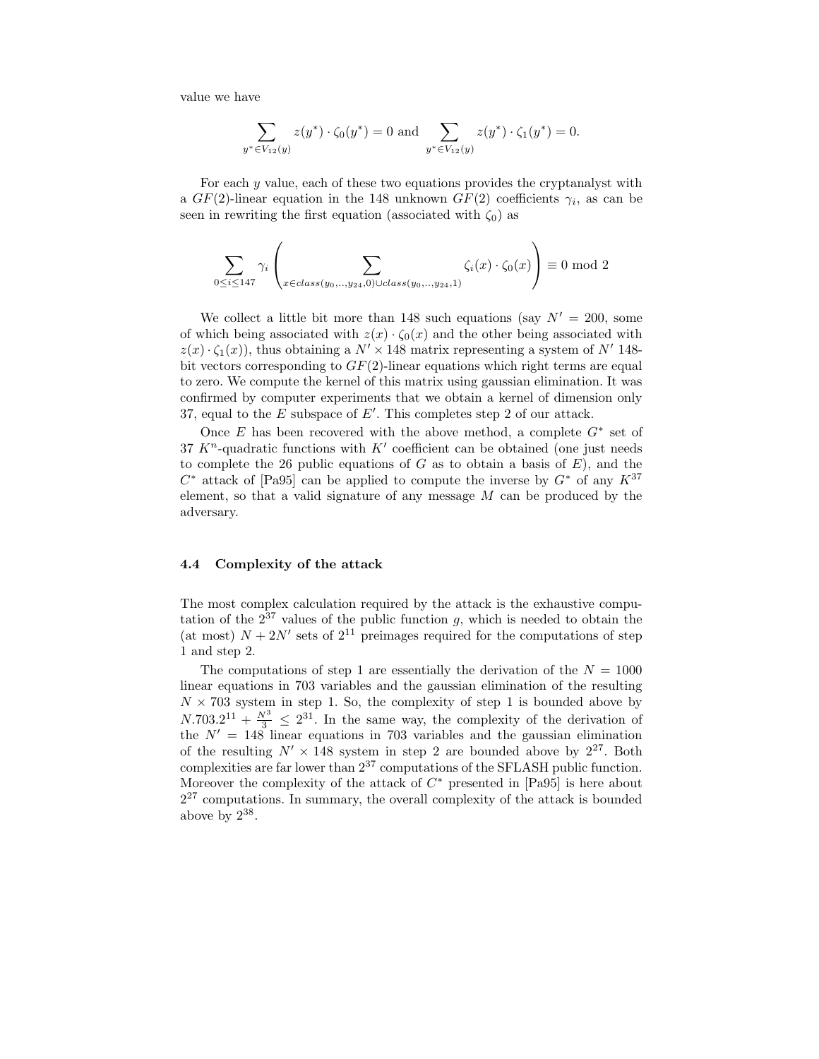value we have

$$\sum_{y^* \in V_{12}(y)} z(y^*) \cdot \zeta_0(y^*) = 0 \text{ and } \sum_{y^* \in V_{12}(y)} z(y^*) \cdot \zeta_1(y^*) = 0.$$

For each $y$ value, each of these two equations provides the cryptanalyst with a $GF(2)$-linear equation in the 148 unknown $GF(2)$ coefficients $\gamma_i$, as can be seen in rewriting the first equation (associated with $\zeta_0$) as

$$\sum_{0 \leq i \leq 147} \gamma_i \left( \sum_{x \in class(y_0,..,y_{24},0) \cup class(y_0,..,y_{24},1)} \zeta_i(x) \cdot \zeta_0(x) \right) \equiv 0 \bmod 2$$

We collect a little bit more than 148 such equations (say $N' = 200$, some of which being associated with $z(x) \cdot \zeta_0(x)$ and the other being associated with $z(x) \cdot \zeta_1(x)$), thus obtaining a $N' \times 148$ matrix representing a system of $N'$ 148-bit vectors corresponding to $GF(2)$-linear equations which right terms are equal to zero. We compute the kernel of this matrix using gaussian elimination. It was confirmed by computer experiments that we obtain a kernel of dimension only 37, equal to the $E$ subspace of $E'$. This completes step 2 of our attack.

Once $E$ has been recovered with the above method, a complete $G^*$ set of 37 $K^n$-quadratic functions with $K'$ coefficient can be obtained (one just needs to complete the 26 public equations of $G$ as to obtain a basis of $E$), and the $C^*$ attack of [Pa95] can be applied to compute the inverse by $G^*$ of any $K^{37}$ element, so that a valid signature of any message $M$ can be produced by the adversary.

### 4.4 Complexity of the attack

The most complex calculation required by the attack is the exhaustive computation of the $2^{37}$ values of the public function $g$, which is needed to obtain the (at most) $N + 2N'$ sets of $2^{11}$ preimages required for the computations of step 1 and step 2.

The computations of step 1 are essentially the derivation of the $N = 1000$ linear equations in 703 variables and the gaussian elimination of the resulting $N \times 703$ system in step 1. So, the complexity of step 1 is bounded above by $N.703.2^{11} + \frac{N^3}{3} \leq 2^{31}$. In the same way, the complexity of the derivation of the $N' = 148$ linear equations in 703 variables and the gaussian elimination of the resulting $N' \times 148$ system in step 2 are bounded above by $2^{27}$. Both complexities are far lower than $2^{37}$ computations of the SFLASH public function. Moreover the complexity of the attack of $C^*$ presented in [Pa95] is here about $2^{27}$ computations. In summary, the overall complexity of the attack is bounded above by $2^{38}$.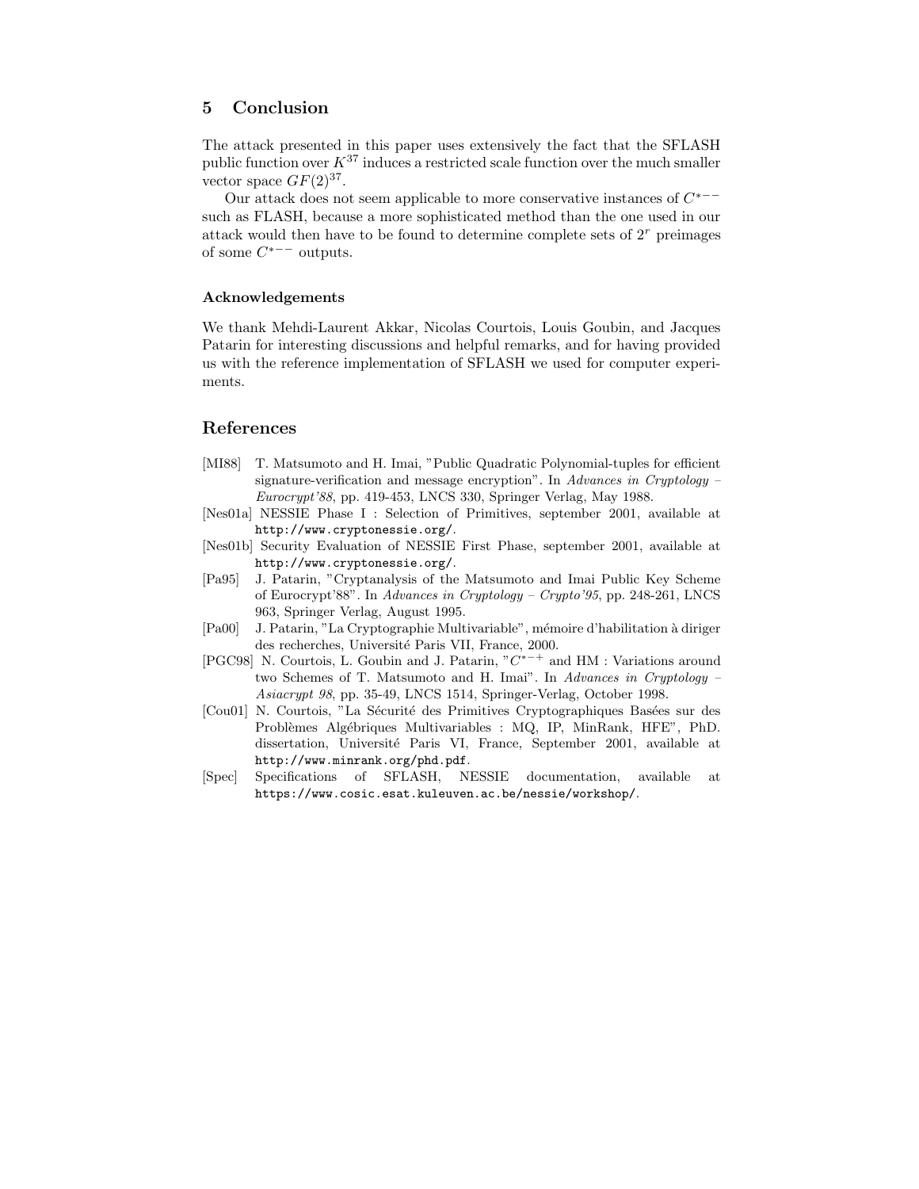## 5 Conclusion

The attack presented in this paper uses extensively the fact that the SFLASH public function over $K^{37}$ induces a restricted scale function over the much smaller vector space $GF(2)^{37}$.

Our attack does not seem applicable to more conservative instances of $C^{*--}$ such as FLASH, because a more sophisticated method than the one used in our attack would then have to be found to determine complete sets of $2^r$ preimages of some $C^{*--}$ outputs.

### Acknowledgements

We thank Mehdi-Laurent Akkar, Nicolas Courtois, Louis Goubin, and Jacques Patarin for interesting discussions and helpful remarks, and for having provided us with the reference implementation of SFLASH we used for computer experiments.

## References

- [MI88] T. Matsumoto and H. Imai, "Public Quadratic Polynomial-tuples for efficient signature-verification and message encryption". In *Advances in Cryptology – Eurocrypt'88*, pp. 419-453, LNCS 330, Springer Verlag, May 1988.
- [Nes01a] NESSIE Phase I : Selection of Primitives, september 2001, available at `http://www.cryptonessie.org/`.
- [Nes01b] Security Evaluation of NESSIE First Phase, september 2001, available at `http://www.cryptonessie.org/`.
- [Pa95] J. Patarin, "Cryptanalysis of the Matsumoto and Imai Public Key Scheme of Eurocrypt'88". In *Advances in Cryptology – Crypto'95*, pp. 248-261, LNCS 963, Springer Verlag, August 1995.
- [Pa00] J. Patarin, "La Cryptographie Multivariable", mémoire d'habilitation à diriger des recherches, Université Paris VII, France, 2000.
- [PGC98] N. Courtois, L. Goubin and J. Patarin, "$C^{*-+}$ and HM : Variations around two Schemes of T. Matsumoto and H. Imai". In *Advances in Cryptology – Asiacrypt 98*, pp. 35-49, LNCS 1514, Springer-Verlag, October 1998.
- [Cou01] N. Courtois, "La Sécurité des Primitives Cryptographiques Basées sur des Problèmes Algébriques Multivariables : MQ, IP, MinRank, HFE", PhD. dissertation, Université Paris VI, France, September 2001, available at `http://www.minrank.org/phd.pdf`.
- [Spec] Specifications of SFLASH, NESSIE documentation, available at `https://www.cosic.esat.kuleuven.ac.be/nessie/workshop/`.